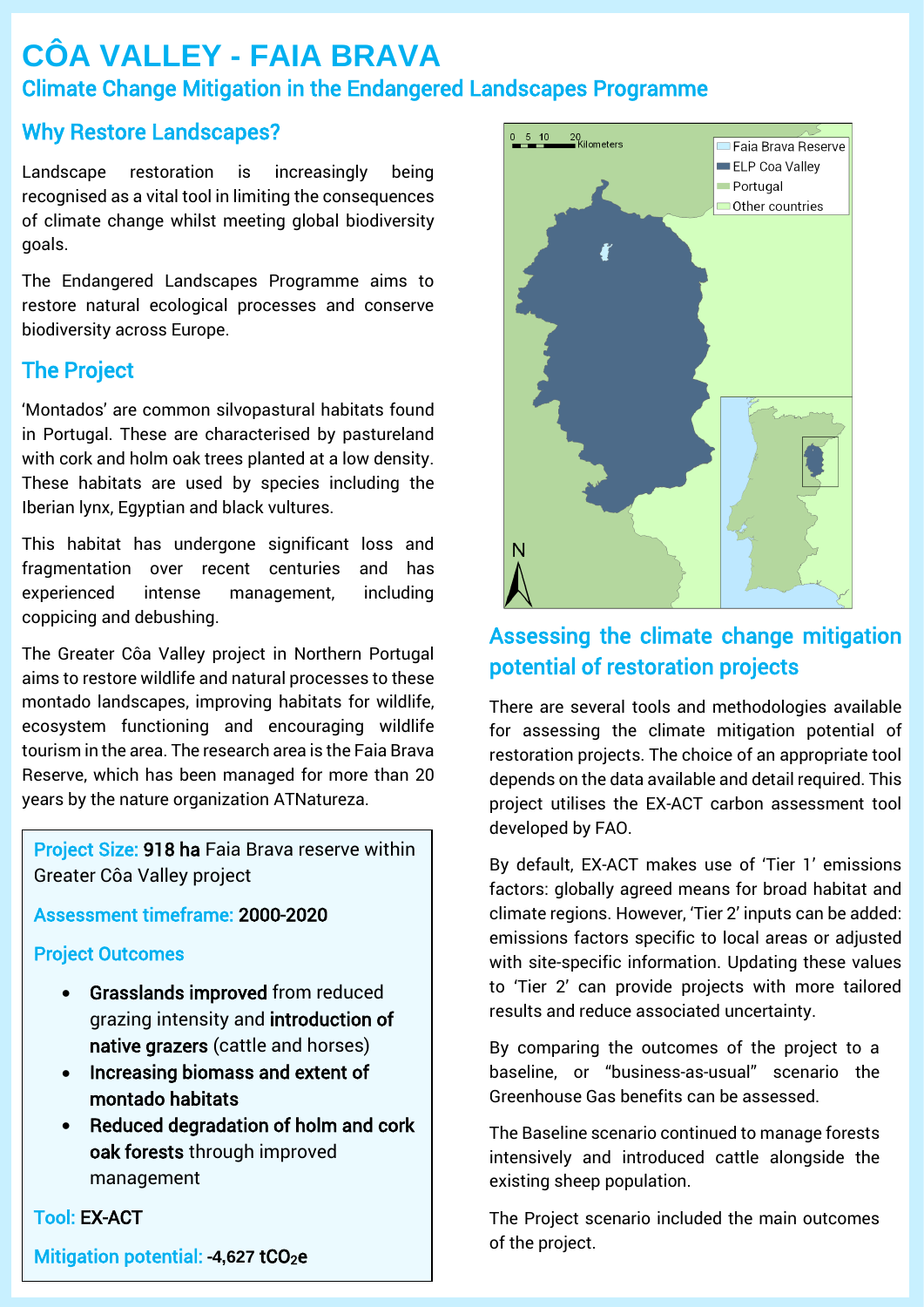# CÔA VALLEY - FAIA BRAVA

## Climate Change Mitigation in the Endangered Landscapes Programme

## Why Restore Landscapes?

Landscape restoration is increasingly being recognised as a vital tool in limiting the consequences of climate change whilst meeting global biodiversity goals.

The Endangered Landscapes Programme aims to restore natural ecological processes and conserve biodiversity across Europe.

## The Project

'Montados' are common silvopastural habitats found in Portugal. These are characterised by pastureland with cork and holm oak trees planted at a low density. These habitats are used by species including the Iberian lynx, Egyptian and black vultures.

This habitat has undergone significant loss and fragmentation over recent centuries and has experienced intense management, including coppicing and debushing.

The Greater Côa Valley project in Northern Portugal aims to restore wildlife and natural processes to these montado landscapes, improving habitats for wildlife, ecosystem functioning and encouraging wildlife tourism in the area. The research area is the Faia Brava Reserve, which has been managed for more than 20 years by the nature organization ATNatureza.

**Project Size:** **918 ha** Faia Brava reserve within Greater Côa Valley project

**Assessment timeframe:** **2000-2020**

**Project Outcomes**

- **Grasslands improved** from reduced grazing intensity and **introduction of native grazers** (cattle and horses)
- **Increasing biomass and extent of montado habitats**
- **Reduced degradation of holm and cork oak forests** through improved management

**Tool:** **EX-ACT**

**Mitigation potential:** **-4,627 $tCO_2e$**

## Assessing the climate change mitigation potential of restoration projects

There are several tools and methodologies available for assessing the climate mitigation potential of restoration projects. The choice of an appropriate tool depends on the data available and detail required. This project utilises the EX-ACT carbon assessment tool developed by FAO.

By default, EX-ACT makes use of 'Tier 1' emissions factors: globally agreed means for broad habitat and climate regions. However, 'Tier 2' inputs can be added: emissions factors specific to local areas or adjusted with site-specific information. Updating these values to 'Tier 2' can provide projects with more tailored results and reduce associated uncertainty.

By comparing the outcomes of the project to a baseline, or "business-as-usual" scenario the Greenhouse Gas benefits can be assessed.

The Baseline scenario continued to manage forests intensively and introduced cattle alongside the existing sheep population.

The Project scenario included the main outcomes of the project.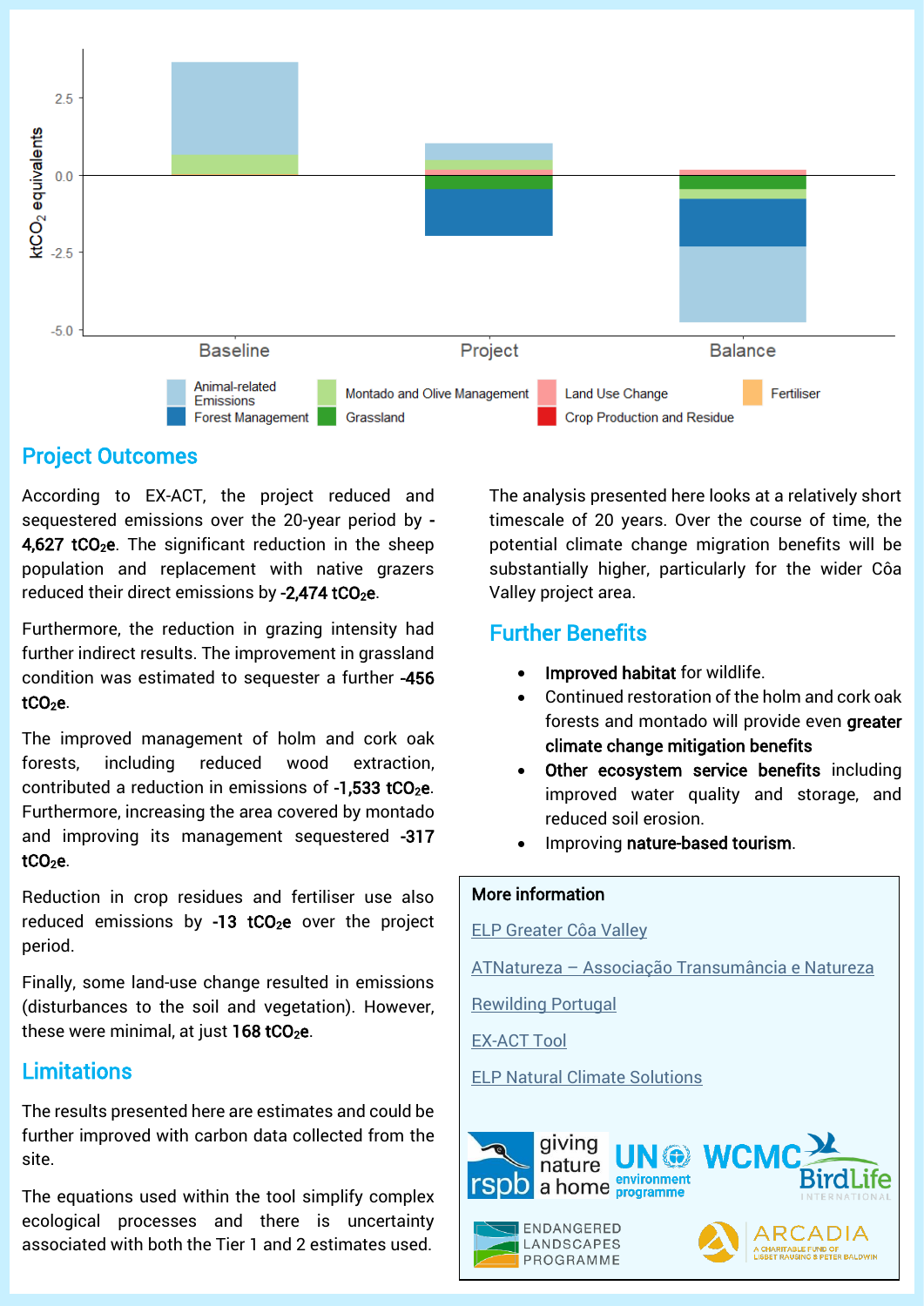ktCO$_2$ equivalents

2.5

0.0

-2.5

-5.0

Baseline

Project

Balance

Animal-related Emissions

Forest Management

Montado and Olive Management

Grassland

Land Use Change

Crop Production and Residue

Fertiliser

## Project Outcomes

According to EX-ACT, the project reduced and sequestered emissions over the 20-year period by **-4,627 tCO$_2$e**. The significant reduction in the sheep population and replacement with native grazers reduced their direct emissions by **-2,474 tCO$_2$e**.

Furthermore, the reduction in grazing intensity had further indirect results. The improvement in grassland condition was estimated to sequester a further **-456 tCO$_2$e**.

The improved management of holm and cork oak forests, including reduced wood extraction, contributed a reduction in emissions of **-1,533 tCO$_2$e**. Furthermore, increasing the area covered by montado and improving its management sequestered **-317 tCO$_2$e**.

Reduction in crop residues and fertiliser use also reduced emissions by **-13 tCO$_2$e** over the project period.

Finally, some land-use change resulted in emissions (disturbances to the soil and vegetation). However, these were minimal, at just **168 tCO$_2$e**.

## Limitations

The results presented here are estimates and could be further improved with carbon data collected from the site.

The equations used within the tool simplify complex ecological processes and there is uncertainty associated with both the Tier 1 and 2 estimates used.

The analysis presented here looks at a relatively short timescale of 20 years. Over the course of time, the potential climate change migration benefits will be substantially higher, particularly for the wider Côa Valley project area.

## Further Benefits

- **Improved habitat** for wildlife.
- Continued restoration of the holm and cork oak forests and montado will provide even **greater climate change mitigation benefits**
- **Other ecosystem service benefits** including improved water quality and storage, and reduced soil erosion.
- Improving **nature-based tourism**.

**More information**

ELP Greater Côa Valley

ATNatureza – Associação Transumância e Natureza

Rewilding Portugal

EX-ACT Tool

ELP Natural Climate Solutions